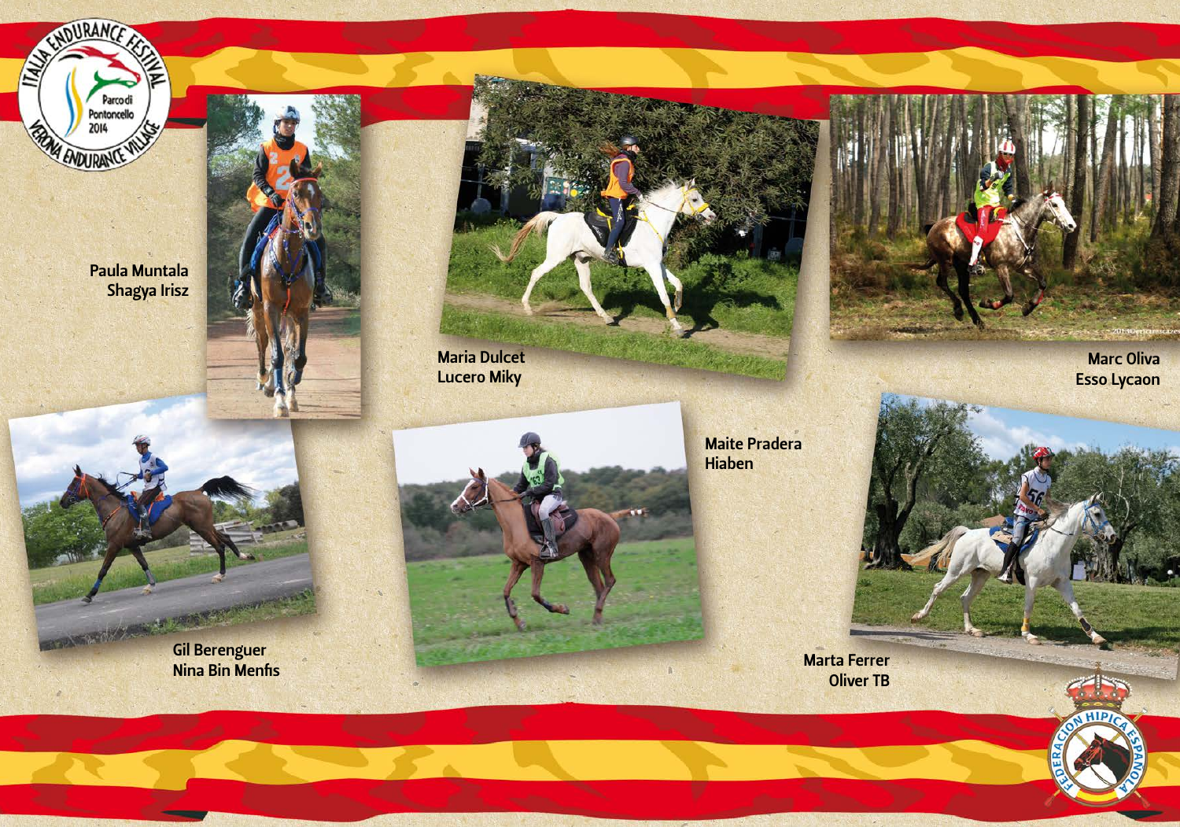Paula Muntala
Shagya Irisz

Maria Dulcet
Lucero Miky

Marc Oliva
Esso Lycaon

Maite Pradera
Hiaben

Gil Berenguer
Nina Bin Menfis

Marta Ferrer
Oliver TB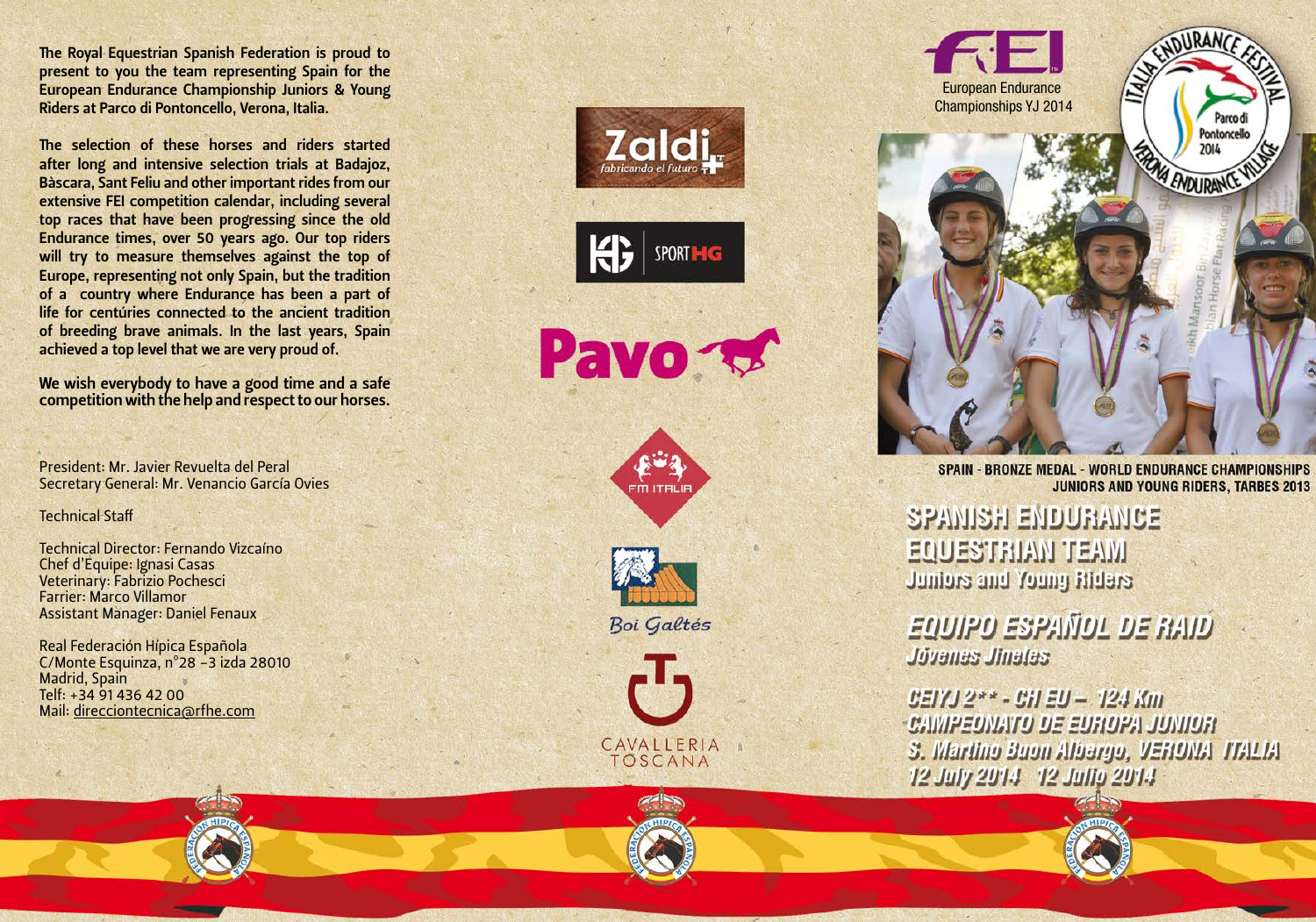The Royal Equestrian Spanish Federation is proud to present to you the team representing Spain for the European Endurance Championship Juniors & Young Riders at Parco di Pontoncello, Verona, Italia.

The selection of these horses and riders started after long and intensive selection trials at Badajoz, Bàscara, Sant Feliu and other important rides from our extensive FEI competition calendar, including several top races that have been progressing since the old Endurance times, over 50 years ago. Our top riders will try to measure themselves against the top of Europe, representing not only Spain, but the tradition of a country where Endurance has been a part of life for centúries connected to the ancient tradition of breeding brave animals. In the last years, Spain achieved a top level that we are very proud of.

We wish everybody to have a good time and a safe competition with the help and respect to our horses.

President: Mr. Javier Revuelta del Peral
Secretary General: Mr. Venancio García Ovies

Technical Staff

Technical Director: Fernando Vizcaíno
Chef d'Equipe: Ignasi Casas
Veterinary: Fabrizio Pochesci
Farrier: Marco Villamor
Assistant Manager: Daniel Fenaux

Real Federación Hípica Española
C/Monte Esquinza, n°28 -3 izda 28010
Madrid, Spain
Telf: +34 91 436 42 00
Mail: direcciontecnica@rfhe.com

Zaldi fabricando el futuro

SPORT HG

Pavo

FM ITALIA

Boi Galtés

CAVALLERIA TOSCANA

FEI

European Endurance Championships YJ 2014

ITALIA ENDURANCE FESTIVAL Parco di Pontoncello 2014 VERONA ENDURANCE VILLAGE

SPAIN - BRONZE MEDAL - WORLD ENDURANCE CHAMPIONSHIPS JUNIORS AND YOUNG RIDERS, TARBES 2013

# SPANISH ENDURANCE EQUESTRIAN TEAM

## Juniors and Young Riders

# EQUIPO ESPAÑOL DE RAID

## Jóvenes Jinetes

*CEIYJ 2\*\* - CH EU – 124 Km*
*CAMPEONATO DE EUROPA JUNIOR*
*S. Martino Buon Albergo, VERONA ITALIA*
*12 July 2014 12 Julio 2014*